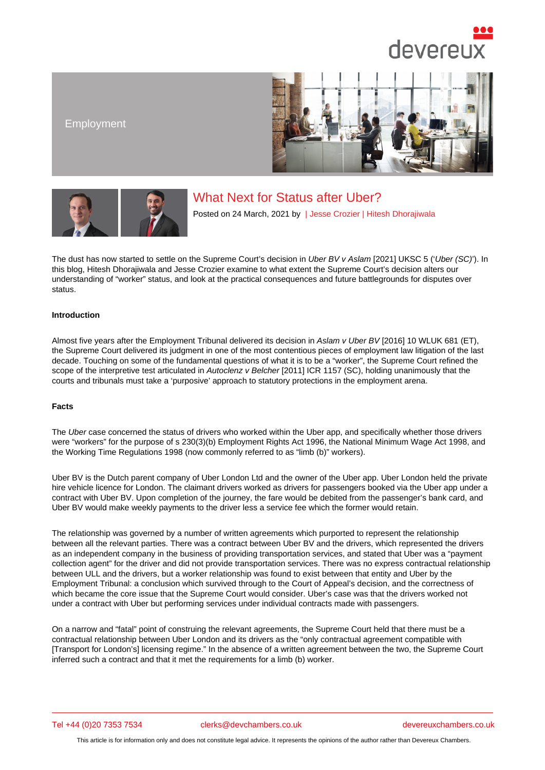Employment

# What Next for Status after Uber?

Posted on 24 March, 2021 by | Jesse Crozier | Hitesh Dhorajiwala

The dust has now started to settle on the Supreme Court's decision in *Uber BV v Aslam* [2021] UKSC 5 ('*Uber (SC)*'). In this blog, Hitesh Dhorajiwala and Jesse Crozier examine to what extent the Supreme Court's decision alters our understanding of "worker" status, and look at the practical consequences and future battlegrounds for disputes over status.

**Introduction**

Almost five years after the Employment Tribunal delivered its decision in *Aslam v Uber BV* [2016] 10 WLUK 681 (ET), the Supreme Court delivered its judgment in one of the most contentious pieces of employment law litigation of the last decade. Touching on some of the fundamental questions of what it is to be a "worker", the Supreme Court refined the scope of the interpretive test articulated in *Autoclenz v Belcher* [2011] ICR 1157 (SC), holding unanimously that the courts and tribunals must take a 'purposive' approach to statutory protections in the employment arena.

**Facts**

The *Uber* case concerned the status of drivers who worked within the Uber app, and specifically whether those drivers were "workers" for the purpose of s 230(3)(b) Employment Rights Act 1996, the National Minimum Wage Act 1998, and the Working Time Regulations 1998 (now commonly referred to as "limb (b)" workers).

Uber BV is the Dutch parent company of Uber London Ltd and the owner of the Uber app. Uber London held the private hire vehicle licence for London. The claimant drivers worked as drivers for passengers booked via the Uber app under a contract with Uber BV. Upon completion of the journey, the fare would be debited from the passenger's bank card, and Uber BV would make weekly payments to the driver less a service fee which the former would retain.

The relationship was governed by a number of written agreements which purported to represent the relationship between all the relevant parties. There was a contract between Uber BV and the drivers, which represented the drivers as an independent company in the business of providing transportation services, and stated that Uber was a "payment collection agent" for the driver and did not provide transportation services. There was no express contractual relationship between ULL and the drivers, but a worker relationship was found to exist between that entity and Uber by the Employment Tribunal: a conclusion which survived through to the Court of Appeal's decision, and the correctness of which became the core issue that the Supreme Court would consider. Uber's case was that the drivers worked not under a contract with Uber but performing services under individual contracts made with passengers.

On a narrow and "fatal" point of construing the relevant agreements, the Supreme Court held that there must be a contractual relationship between Uber London and its drivers as the "only contractual agreement compatible with [Transport for London's] licensing regime." In the absence of a written agreement between the two, the Supreme Court inferred such a contract and that it met the requirements for a limb (b) worker.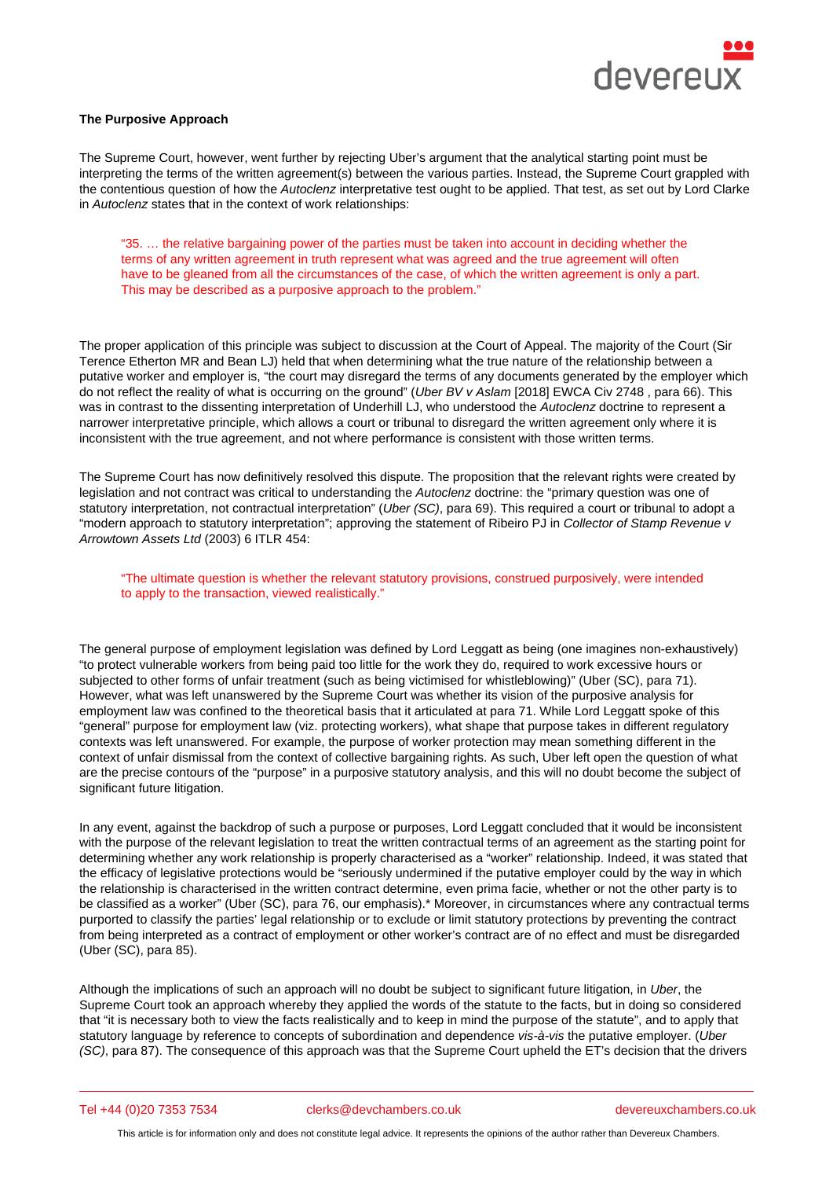**The Purposive Approach**

The Supreme Court, however, went further by rejecting Uber's argument that the analytical starting point must be interpreting the terms of the written agreement(s) between the various parties. Instead, the Supreme Court grappled with the contentious question of how the *Autoclenz* interpretative test ought to be applied. That test, as set out by Lord Clarke in *Autoclenz* states that in the context of work relationships:

> "35. … the relative bargaining power of the parties must be taken into account in deciding whether the terms of any written agreement in truth represent what was agreed and the true agreement will often have to be gleaned from all the circumstances of the case, of which the written agreement is only a part. This may be described as a purposive approach to the problem."

The proper application of this principle was subject to discussion at the Court of Appeal. The majority of the Court (Sir Terence Etherton MR and Bean LJ) held that when determining what the true nature of the relationship between a putative worker and employer is, "the court may disregard the terms of any documents generated by the employer which do not reflect the reality of what is occurring on the ground" (*Uber BV v Aslam* [2018] EWCA Civ 2748 , para 66). This was in contrast to the dissenting interpretation of Underhill LJ, who understood the *Autoclenz* doctrine to represent a narrower interpretative principle, which allows a court or tribunal to disregard the written agreement only where it is inconsistent with the true agreement, and not where performance is consistent with those written terms.

The Supreme Court has now definitively resolved this dispute. The proposition that the relevant rights were created by legislation and not contract was critical to understanding the *Autoclenz* doctrine: the "primary question was one of statutory interpretation, not contractual interpretation" (*Uber (SC)*, para 69). This required a court or tribunal to adopt a "modern approach to statutory interpretation"; approving the statement of Ribeiro PJ in *Collector of Stamp Revenue v Arrowtown Assets Ltd* (2003) 6 ITLR 454:

> "The ultimate question is whether the relevant statutory provisions, construed purposively, were intended to apply to the transaction, viewed realistically."

The general purpose of employment legislation was defined by Lord Leggatt as being (one imagines non-exhaustively) "to protect vulnerable workers from being paid too little for the work they do, required to work excessive hours or subjected to other forms of unfair treatment (such as being victimised for whistleblowing)" (Uber (SC), para 71). However, what was left unanswered by the Supreme Court was whether its vision of the purposive analysis for employment law was confined to the theoretical basis that it articulated at para 71. While Lord Leggatt spoke of this "general" purpose for employment law (viz. protecting workers), what shape that purpose takes in different regulatory contexts was left unanswered. For example, the purpose of worker protection may mean something different in the context of unfair dismissal from the context of collective bargaining rights. As such, Uber left open the question of what are the precise contours of the "purpose" in a purposive statutory analysis, and this will no doubt become the subject of significant future litigation.

In any event, against the backdrop of such a purpose or purposes, Lord Leggatt concluded that it would be inconsistent with the purpose of the relevant legislation to treat the written contractual terms of an agreement as the starting point for determining whether any work relationship is properly characterised as a "worker" relationship. Indeed, it was stated that the efficacy of legislative protections would be "seriously undermined if the putative employer could by the way in which the relationship is characterised in the written contract determine, even prima facie, whether or not the other party is to be classified as a worker" (Uber (SC), para 76, our emphasis).* Moreover, in circumstances where any contractual terms purported to classify the parties' legal relationship or to exclude or limit statutory protections by preventing the contract from being interpreted as a contract of employment or other worker's contract are of no effect and must be disregarded (Uber (SC), para 85).

Although the implications of such an approach will no doubt be subject to significant future litigation, in *Uber*, the Supreme Court took an approach whereby they applied the words of the statute to the facts, but in doing so considered that "it is necessary both to view the facts realistically and to keep in mind the purpose of the statute", and to apply that statutory language by reference to concepts of subordination and dependence *vis-à-vis* the putative employer. (*Uber (SC)*, para 87). The consequence of this approach was that the Supreme Court upheld the ET's decision that the drivers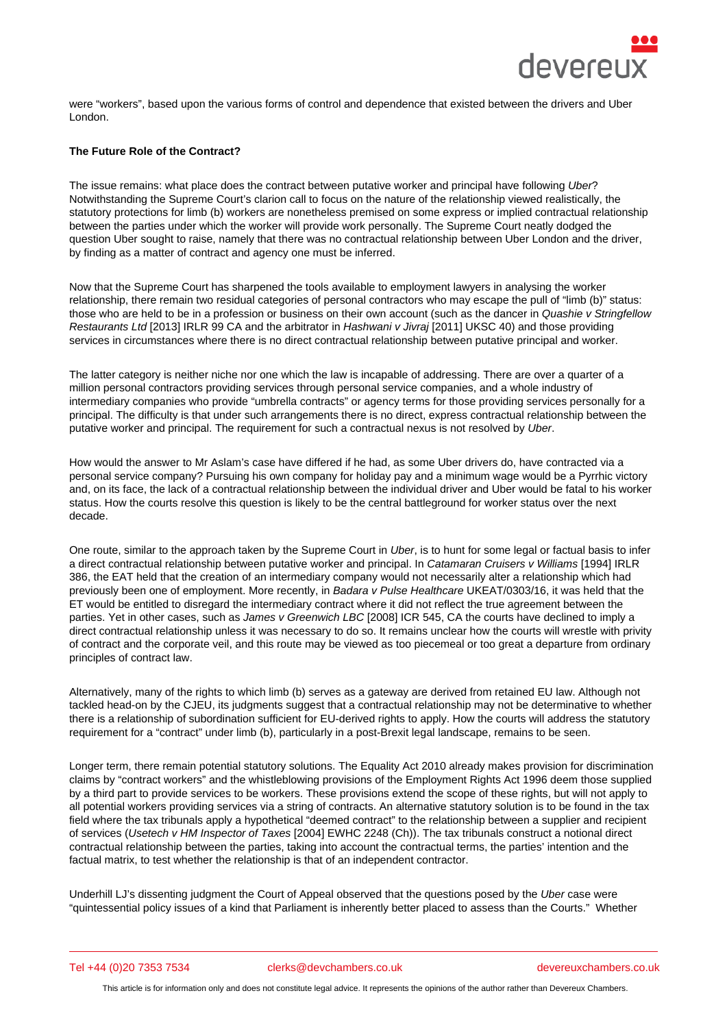were "workers", based upon the various forms of control and dependence that existed between the drivers and Uber London.

**The Future Role of the Contract?**

The issue remains: what place does the contract between putative worker and principal have following *Uber*? Notwithstanding the Supreme Court's clarion call to focus on the nature of the relationship viewed realistically, the statutory protections for limb (b) workers are nonetheless premised on some express or implied contractual relationship between the parties under which the worker will provide work personally. The Supreme Court neatly dodged the question Uber sought to raise, namely that there was no contractual relationship between Uber London and the driver, by finding as a matter of contract and agency one must be inferred.

Now that the Supreme Court has sharpened the tools available to employment lawyers in analysing the worker relationship, there remain two residual categories of personal contractors who may escape the pull of "limb (b)" status: those who are held to be in a profession or business on their own account (such as the dancer in *Quashie v Stringfellow Restaurants Ltd* [2013] IRLR 99 CA and the arbitrator in *Hashwani v Jivraj* [2011] UKSC 40) and those providing services in circumstances where there is no direct contractual relationship between putative principal and worker.

The latter category is neither niche nor one which the law is incapable of addressing. There are over a quarter of a million personal contractors providing services through personal service companies, and a whole industry of intermediary companies who provide "umbrella contracts" or agency terms for those providing services personally for a principal. The difficulty is that under such arrangements there is no direct, express contractual relationship between the putative worker and principal. The requirement for such a contractual nexus is not resolved by *Uber*.

How would the answer to Mr Aslam's case have differed if he had, as some Uber drivers do, have contracted via a personal service company? Pursuing his own company for holiday pay and a minimum wage would be a Pyrrhic victory and, on its face, the lack of a contractual relationship between the individual driver and Uber would be fatal to his worker status. How the courts resolve this question is likely to be the central battleground for worker status over the next decade.

One route, similar to the approach taken by the Supreme Court in *Uber*, is to hunt for some legal or factual basis to infer a direct contractual relationship between putative worker and principal. In *Catamaran Cruisers v Williams* [1994] IRLR 386, the EAT held that the creation of an intermediary company would not necessarily alter a relationship which had previously been one of employment. More recently, in *Badara v Pulse Healthcare* UKEAT/0303/16, it was held that the ET would be entitled to disregard the intermediary contract where it did not reflect the true agreement between the parties. Yet in other cases, such as *James v Greenwich LBC* [2008] ICR 545, CA the courts have declined to imply a direct contractual relationship unless it was necessary to do so. It remains unclear how the courts will wrestle with privity of contract and the corporate veil, and this route may be viewed as too piecemeal or too great a departure from ordinary principles of contract law.

Alternatively, many of the rights to which limb (b) serves as a gateway are derived from retained EU law. Although not tackled head-on by the CJEU, its judgments suggest that a contractual relationship may not be determinative to whether there is a relationship of subordination sufficient for EU-derived rights to apply. How the courts will address the statutory requirement for a "contract" under limb (b), particularly in a post-Brexit legal landscape, remains to be seen.

Longer term, there remain potential statutory solutions. The Equality Act 2010 already makes provision for discrimination claims by "contract workers" and the whistleblowing provisions of the Employment Rights Act 1996 deem those supplied by a third part to provide services to be workers. These provisions extend the scope of these rights, but will not apply to all potential workers providing services via a string of contracts. An alternative statutory solution is to be found in the tax field where the tax tribunals apply a hypothetical "deemed contract" to the relationship between a supplier and recipient of services (*Usetech v HM Inspector of Taxes* [2004] EWHC 2248 (Ch)). The tax tribunals construct a notional direct contractual relationship between the parties, taking into account the contractual terms, the parties' intention and the factual matrix, to test whether the relationship is that of an independent contractor.

Underhill LJ's dissenting judgment the Court of Appeal observed that the questions posed by the *Uber* case were "quintessential policy issues of a kind that Parliament is inherently better placed to assess than the Courts." Whether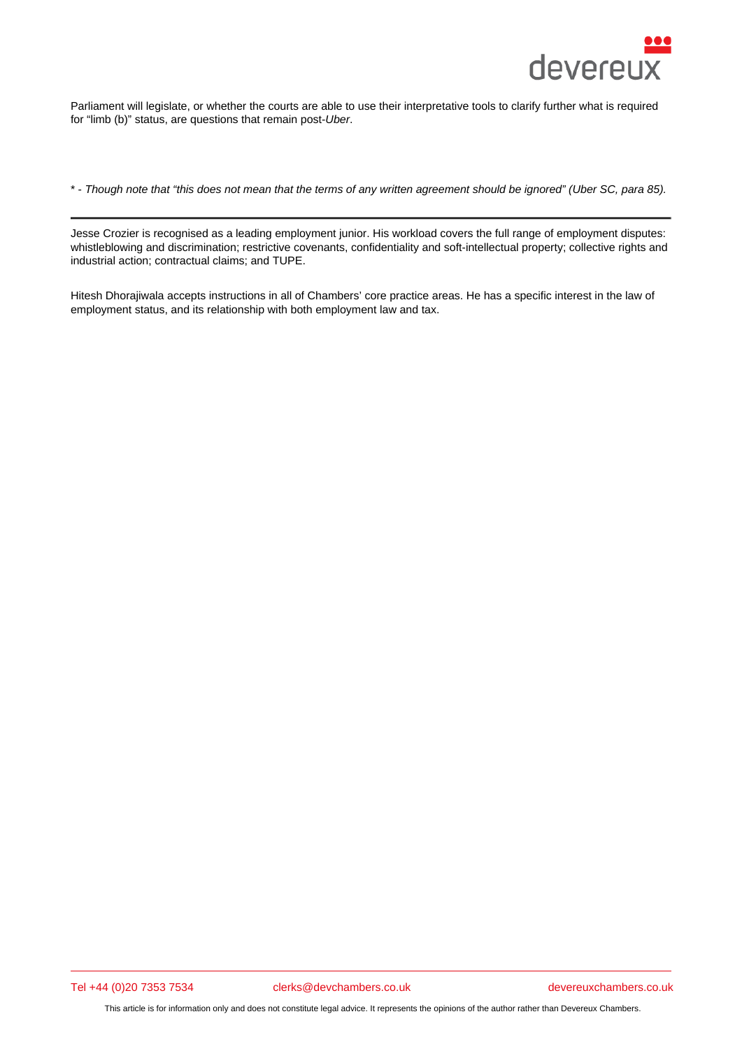Parliament will legislate, or whether the courts are able to use their interpretative tools to clarify further what is required for "limb (b)" status, are questions that remain post-*Uber*.

* - *Though note that "this does not mean that the terms of any written agreement should be ignored" (Uber SC, para 85).*

---

Jesse Crozier is recognised as a leading employment junior. His workload covers the full range of employment disputes: whistleblowing and discrimination; restrictive covenants, confidentiality and soft-intellectual property; collective rights and industrial action; contractual claims; and TUPE.

Hitesh Dhorajiwala accepts instructions in all of Chambers' core practice areas. He has a specific interest in the law of employment status, and its relationship with both employment law and tax.